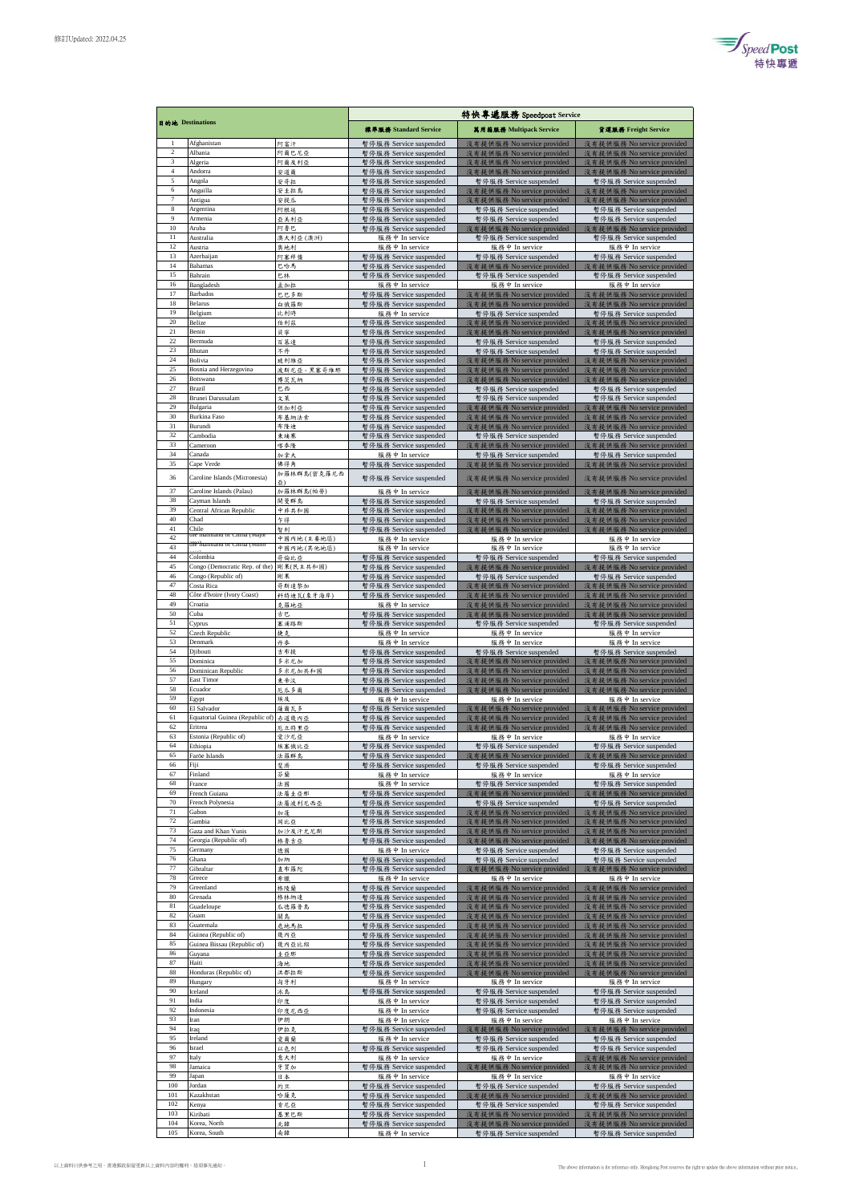修訂Updated: 2022.04.25

SpeedPost 特快專遞

| 目的地 Destinations | | | 特快專遞服務 Speedpost Service | | |
|---|---|---|---|---|---|
| | | | 標準服務 Standard Service | 萬用箱服務 Multipack Service | 貨運服務 Freight Service |
| 1 | Afghanistan | 阿富汗 | 暫停服務 Service suspended | 沒有提供服務 No service provided | 沒有提供服務 No service provided |
| 2 | Albania | 阿爾巴尼亞 | 暫停服務 Service suspended | 沒有提供服務 No service provided | 沒有提供服務 No service provided |
| 3 | Algeria | 阿爾及利亞 | 暫停服務 Service suspended | 沒有提供服務 No service provided | 沒有提供服務 No service provided |
| 4 | Andorra | 安道爾 | 暫停服務 Service suspended | 沒有提供服務 No service provided | 沒有提供服務 No service provided |
| 5 | Angola | 安哥拉 | 暫停服務 Service suspended | 暫停服務 Service suspended | 暫停服務 Service suspended |
| 6 | Anguilla | 安圭拉島 | 暫停服務 Service suspended | 沒有提供服務 No service provided | 沒有提供服務 No service provided |
| 7 | Antigua | 安提瓜 | 暫停服務 Service suspended | 沒有提供服務 No service provided | 沒有提供服務 No service provided |
| 8 | Argentina | 阿根廷 | 暫停服務 Service suspended | 暫停服務 Service suspended | 暫停服務 Service suspended |
| 9 | Armenia | 亞美尼亞 | 暫停服務 Service suspended | 暫停服務 Service suspended | 暫停服務 Service suspended |
| 10 | Aruba | 阿魯巴 | 暫停服務 Service suspended | 沒有提供服務 No service provided | 沒有提供服務 No service provided |
| 11 | Australia | 澳大利亞(澳洲) | 服務中 In service | 暫停服務 Service suspended | 暫停服務 Service suspended |
| 12 | Austria | 奧地利 | 服務中 In service | 服務中 In service | 服務中 In service |
| 13 | Azerbaijan | 阿塞拜疆 | 暫停服務 Service suspended | 暫停服務 Service suspended | 暫停服務 Service suspended |
| 14 | Bahamas | 巴哈馬 | 暫停服務 Service suspended | 沒有提供服務 No service provided | 沒有提供服務 No service provided |
| 15 | Bahrain | 巴林 | 暫停服務 Service suspended | 暫停服務 Service suspended | 暫停服務 Service suspended |
| 16 | Bangladesh | 孟加拉 | 服務中 In service | 服務中 In service | 服務中 In service |
| 17 | Barbados | 巴巴多斯 | 暫停服務 Service suspended | 沒有提供服務 No service provided | 沒有提供服務 No service provided |
| 18 | Belarus | 白俄羅斯 | 暫停服務 Service suspended | 沒有提供服務 No service provided | 沒有提供服務 No service provided |
| 19 | Belgium | 比利時 | 服務中 In service | 暫停服務 Service suspended | 暫停服務 Service suspended |
| 20 | Belize | 伯利茲 | 暫停服務 Service suspended | 沒有提供服務 No service provided | 沒有提供服務 No service provided |
| 21 | Benin | 貝寧 | 暫停服務 Service suspended | 沒有提供服務 No service provided | 沒有提供服務 No service provided |
| 22 | Bermuda | 百慕達 | 暫停服務 Service suspended | 暫停服務 Service suspended | 暫停服務 Service suspended |
| 23 | Bhutan | 不丹 | 暫停服務 Service suspended | 暫停服務 Service suspended | 暫停服務 Service suspended |
| 24 | Bolivia | 玻利維亞 | 暫停服務 Service suspended | 沒有提供服務 No service provided | 沒有提供服務 No service provided |
| 25 | Bosnia and Herzegovina | 波斯尼亞 - 黑塞哥維那 | 暫停服務 Service suspended | 沒有提供服務 No service provided | 沒有提供服務 No service provided |
| 26 | Botswana | 博茨瓦納 | 暫停服務 Service suspended | 沒有提供服務 No service provided | 沒有提供服務 No service provided |
| 27 | Brazil | 巴西 | 暫停服務 Service suspended | 暫停服務 Service suspended | 暫停服務 Service suspended |
| 28 | Brunei Darussalam | 文萊 | 暫停服務 Service suspended | 暫停服務 Service suspended | 暫停服務 Service suspended |
| 29 | Bulgaria | 保加利亞 | 暫停服務 Service suspended | 沒有提供服務 No service provided | 沒有提供服務 No service provided |
| 30 | Burkina Faso | 布基納法索 | 暫停服務 Service suspended | 沒有提供服務 No service provided | 沒有提供服務 No service provided |
| 31 | Burundi | 布隆迪 | 暫停服務 Service suspended | 沒有提供服務 No service provided | 沒有提供服務 No service provided |
| 32 | Cambodia | 柬埔寨 | 暫停服務 Service suspended | 暫停服務 Service suspended | 暫停服務 Service suspended |
| 33 | Cameroon | 喀麥隆 | 暫停服務 Service suspended | 沒有提供服務 No service provided | 沒有提供服務 No service provided |
| 34 | Canada | 加拿大 | 服務中 In service | 暫停服務 Service suspended | 暫停服務 Service suspended |
| 35 | Cape Verde | 佛得角 | 暫停服務 Service suspended | 沒有提供服務 No service provided | 沒有提供服務 No service provided |
| 36 | Caroline Islands (Micronesia) | 加羅林群島(密克羅尼西亞) | 暫停服務 Service suspended | 沒有提供服務 No service provided | 沒有提供服務 No service provided |
| 37 | Caroline Islands (Palau) | 加羅林群島(帕勞) | 服務中 In service | 沒有提供服務 No service provided | 沒有提供服務 No service provided |
| 38 | Cayman Islands | 開曼群島 | 暫停服務 Service suspended | 暫停服務 Service suspended | 暫停服務 Service suspended |
| 39 | Central African Republic | 中非共和國 | 暫停服務 Service suspended | 沒有提供服務 No service provided | 沒有提供服務 No service provided |
| 40 | Chad | 乍得 | 暫停服務 Service suspended | 沒有提供服務 No service provided | 沒有提供服務 No service provided |
| 41 | Chile | 智利 | 暫停服務 Service suspended | 沒有提供服務 No service provided | 沒有提供服務 No service provided |
| 42 | The mainland of China (Major ...) | 中國內地(主要地區) | 服務中 In service | 服務中 In service | 服務中 In service |
| 43 | The mainland of China (Other ...) | 中國內地(其他地區) | 服務中 In service | 服務中 In service | 服務中 In service |
| 44 | Colombia | 哥倫比亞 | 暫停服務 Service suspended | 暫停服務 Service suspended | 暫停服務 Service suspended |
| 45 | Congo (Democratic Rep. of the) | 剛果(民主共和國) | 暫停服務 Service suspended | 沒有提供服務 No service provided | 沒有提供服務 No service provided |
| 46 | Congo (Republic of) | 剛果 | 暫停服務 Service suspended | 暫停服務 Service suspended | 暫停服務 Service suspended |
| 47 | Costa Rica | 哥斯達黎加 | 暫停服務 Service suspended | 沒有提供服務 No service provided | 沒有提供服務 No service provided |
| 48 | Côte d'Ivoire (Ivory Coast) | 科特迪瓦(象牙海岸) | 暫停服務 Service suspended | 沒有提供服務 No service provided | 沒有提供服務 No service provided |
| 49 | Croatia | 克羅地亞 | 服務中 In service | 沒有提供服務 No service provided | 沒有提供服務 No service provided |
| 50 | Cuba | 古巴 | 暫停服務 Service suspended | 沒有提供服務 No service provided | 沒有提供服務 No service provided |
| 51 | Cyprus | 塞浦路斯 | 暫停服務 Service suspended | 暫停服務 Service suspended | 暫停服務 Service suspended |
| 52 | Czech Republic | 捷克 | 服務中 In service | 服務中 In service | 服務中 In service |
| 53 | Denmark | 丹麥 | 服務中 In service | 服務中 In service | 服務中 In service |
| 54 | Djibouti | 吉布提 | 暫停服務 Service suspended | 暫停服務 Service suspended | 暫停服務 Service suspended |
| 55 | Dominica | 多米尼加 | 暫停服務 Service suspended | 沒有提供服務 No service provided | 沒有提供服務 No service provided |
| 56 | Dominican Republic | 多米尼加共和國 | 暫停服務 Service suspended | 沒有提供服務 No service provided | 沒有提供服務 No service provided |
| 57 | East Timor | 東帝汶 | 暫停服務 Service suspended | 沒有提供服務 No service provided | 沒有提供服務 No service provided |
| 58 | Ecuador | 厄瓜多爾 | 暫停服務 Service suspended | 沒有提供服務 No service provided | 沒有提供服務 No service provided |
| 59 | Egypt | 埃及 | 服務中 In service | 服務中 In service | 服務中 In service |
| 60 | El Salvador | 薩爾瓦多 | 暫停服務 Service suspended | 沒有提供服務 No service provided | 沒有提供服務 No service provided |
| 61 | Equatorial Guinea (Republic of) | 赤道幾內亞 | 暫停服務 Service suspended | 沒有提供服務 No service provided | 沒有提供服務 No service provided |
| 62 | Eritrea | 厄立特里亞 | 暫停服務 Service suspended | 沒有提供服務 No service provided | 沒有提供服務 No service provided |
| 63 | Estonia (Republic of) | 愛沙尼亞 | 服務中 In service | 服務中 In service | 服務中 In service |
| 64 | Ethiopia | 埃塞俄比亞 | 暫停服務 Service suspended | 暫停服務 Service suspended | 暫停服務 Service suspended |
| 65 | Faröe Islands | 法羅群島 | 暫停服務 Service suspended | 沒有提供服務 No service provided | 沒有提供服務 No service provided |
| 66 | Fiji | 斐濟 | 暫停服務 Service suspended | 暫停服務 Service suspended | 暫停服務 Service suspended |
| 67 | Finland | 芬蘭 | 服務中 In service | 服務中 In service | 服務中 In service |
| 68 | France | 法國 | 服務中 In service | 暫停服務 Service suspended | 暫停服務 Service suspended |
| 69 | French Guiana | 法屬圭亞那 | 暫停服務 Service suspended | 沒有提供服務 No service provided | 沒有提供服務 No service provided |
| 70 | French Polynesia | 法屬波利尼西亞 | 暫停服務 Service suspended | 暫停服務 Service suspended | 暫停服務 Service suspended |
| 71 | Gabon | 加蓬 | 暫停服務 Service suspended | 沒有提供服務 No service provided | 沒有提供服務 No service provided |
| 72 | Gambia | 岡比亞 | 暫停服務 Service suspended | 沒有提供服務 No service provided | 沒有提供服務 No service provided |
| 73 | Gaza and Khan Yunis | 加沙及汗尤尼斯 | 暫停服務 Service suspended | 沒有提供服務 No service provided | 沒有提供服務 No service provided |
| 74 | Georgia (Republic of) | 格魯吉亞 | 暫停服務 Service suspended | 沒有提供服務 No service provided | 沒有提供服務 No service provided |
| 75 | Germany | 德國 | 服務中 In service | 暫停服務 Service suspended | 暫停服務 Service suspended |
| 76 | Ghana | 加納 | 暫停服務 Service suspended | 暫停服務 Service suspended | 暫停服務 Service suspended |
| 77 | Gibraltar | 直布羅陀 | 暫停服務 Service suspended | 沒有提供服務 No service provided | 沒有提供服務 No service provided |
| 78 | Greece | 希臘 | 服務中 In service | 服務中 In service | 服務中 In service |
| 79 | Greenland | 格陵蘭 | 暫停服務 Service suspended | 沒有提供服務 No service provided | 沒有提供服務 No service provided |
| 80 | Grenada | 格林納達 | 暫停服務 Service suspended | 沒有提供服務 No service provided | 沒有提供服務 No service provided |
| 81 | Guadeloupe | 瓜德羅普島 | 暫停服務 Service suspended | 沒有提供服務 No service provided | 沒有提供服務 No service provided |
| 82 | Guam | 關島 | 暫停服務 Service suspended | 沒有提供服務 No service provided | 沒有提供服務 No service provided |
| 83 | Guatemala | 危地馬拉 | 暫停服務 Service suspended | 沒有提供服務 No service provided | 沒有提供服務 No service provided |
| 84 | Guinea (Republic of) | 幾內亞 | 暫停服務 Service suspended | 沒有提供服務 No service provided | 沒有提供服務 No service provided |
| 85 | Guinea Bissau (Republic of) | 幾內亞比紹 | 暫停服務 Service suspended | 沒有提供服務 No service provided | 沒有提供服務 No service provided |
| 86 | Guyana | 圭亞那 | 暫停服務 Service suspended | 沒有提供服務 No service provided | 沒有提供服務 No service provided |
| 87 | Haiti | 海地 | 暫停服務 Service suspended | 沒有提供服務 No service provided | 沒有提供服務 No service provided |
| 88 | Honduras (Republic of) | 洪都拉斯 | 暫停服務 Service suspended | 沒有提供服務 No service provided | 沒有提供服務 No service provided |
| 89 | Hungary | 匈牙利 | 服務中 In service | 服務中 In service | 服務中 In service |
| 90 | Iceland | 冰島 | 暫停服務 Service suspended | 暫停服務 Service suspended | 暫停服務 Service suspended |
| 91 | India | 印度 | 服務中 In service | 暫停服務 Service suspended | 暫停服務 Service suspended |
| 92 | Indonesia | 印度尼西亞 | 服務中 In service | 暫停服務 Service suspended | 暫停服務 Service suspended |
| 93 | Iran | 伊朗 | 服務中 In service | 服務中 In service | 服務中 In service |
| 94 | Iraq | 伊拉克 | 暫停服務 Service suspended | 沒有提供服務 No service provided | 沒有提供服務 No service provided |
| 95 | Ireland | 愛爾蘭 | 服務中 In service | 暫停服務 Service suspended | 暫停服務 Service suspended |
| 96 | Israel | 以色列 | 暫停服務 Service suspended | 暫停服務 Service suspended | 暫停服務 Service suspended |
| 97 | Italy | 意大利 | 服務中 In service | 服務中 In service | 沒有提供服務 No service provided |
| 98 | Jamaica | 牙買加 | 暫停服務 Service suspended | 沒有提供服務 No service provided | 沒有提供服務 No service provided |
| 99 | Japan | 日本 | 服務中 In service | 服務中 In service | 服務中 In service |
| 100 | Jordan | 約旦 | 暫停服務 Service suspended | 暫停服務 Service suspended | 暫停服務 Service suspended |
| 101 | Kazakhstan | 哈薩克 | 暫停服務 Service suspended | 沒有提供服務 No service provided | 沒有提供服務 No service provided |
| 102 | Kenya | 肯尼亞 | 暫停服務 Service suspended | 暫停服務 Service suspended | 暫停服務 Service suspended |
| 103 | Kiribati | 基里巴斯 | 暫停服務 Service suspended | 沒有提供服務 No service provided | 沒有提供服務 No service provided |
| 104 | Korea, North | 北韓 | 暫停服務 Service suspended | 沒有提供服務 No service provided | 沒有提供服務 No service provided |
| 105 | Korea, South | 南韓 | 服務中 In service | 暫停服務 Service suspended | 暫停服務 Service suspended |

以上資料只供參考之用。香港郵政保留更新以上資料內容的權利，毋須事先通知。

The above information is for reference only. Hongkong Post reserves the right to update the above information without prior notice.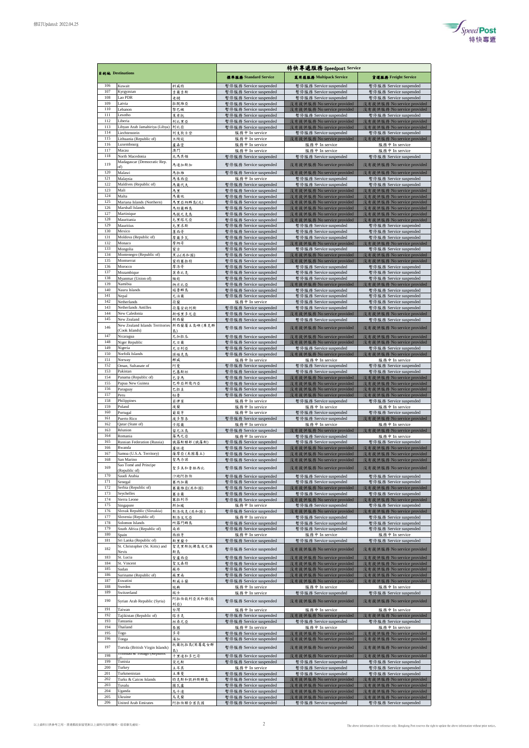修訂Updated: 2022.04.25

| 目的地 Destinations | | | 特快專遞服務 Speedpost Service | | |
|---|---|---|---|---|---|
| | | | 標準服務 Standard Service | 萬用箱服務 Multipack Service | 貨運服務 Freight Service |
| 106 | Kuwait | 科威特 | 暫停服務 Service suspended | 暫停服務 Service suspended | 暫停服務 Service suspended |
| 107 | Kyrgyzstan | 吉爾吉斯 | 暫停服務 Service suspended | 暫停服務 Service suspended | 暫停服務 Service suspended |
| 108 | Lao PDR | 老撾 | 暫停服務 Service suspended | 暫停服務 Service suspended | 暫停服務 Service suspended |
| 109 | Latvia | 拉脫維亞 | 暫停服務 Service suspended | 沒有提供服務 No service provided | 沒有提供服務 No service provided |
| 110 | Lebanon | 黎巴嫩 | 暫停服務 Service suspended | 沒有提供服務 No service provided | 沒有提供服務 No service provided |
| 111 | Lesotho | 萊索托 | 暫停服務 Service suspended | 暫停服務 Service suspended | 暫停服務 Service suspended |
| 112 | Liberia | 利比里亞 | 暫停服務 Service suspended | 沒有提供服務 No service provided | 沒有提供服務 No service provided |
| 113 | Libyan Arab Jamahiriya (Libya) | 利比亞 | 暫停服務 Service suspended | 沒有提供服務 No service provided | 沒有提供服務 No service provided |
| 114 | Liechtenstein | 列支敦士登 | 服務中 In service | 暫停服務 Service suspended | 暫停服務 Service suspended |
| 115 | Lithuania (Republic of) | 立陶宛 | 服務中 In service | 沒有提供服務 No service provided | 沒有提供服務 No service provided |
| 116 | Luxembourg | 盧森堡 | 服務中 In service | 服務中 In service | 服務中 In service |
| 117 | Macau | 澳門 | 服務中 In service | 服務中 In service | 服務中 In service |
| 118 | North Macedonia | 北馬其頓 | 暫停服務 Service suspended | 暫停服務 Service suspended | 暫停服務 Service suspended |
| 119 | Madagascar (Democratic Rep. of) | 馬達加斯加 | 暫停服務 Service suspended | 沒有提供服務 No service provided | 沒有提供服務 No service provided |
| 120 | Malawi | 馬拉維 | 暫停服務 Service suspended | 沒有提供服務 No service provided | 沒有提供服務 No service provided |
| 121 | Malaysia | 馬來西亞 | 服務中 In service | 暫停服務 Service suspended | 暫停服務 Service suspended |
| 122 | Maldives (Republic of) | 馬爾代夫 | 暫停服務 Service suspended | 暫停服務 Service suspended | 暫停服務 Service suspended |
| 123 | Mali | 馬里 | 暫停服務 Service suspended | 沒有提供服務 No service provided | 沒有提供服務 No service provided |
| 124 | Malta | 馬爾他 | 暫停服務 Service suspended | 沒有提供服務 No service provided | 沒有提供服務 No service provided |
| 125 | Mariana Islands (Northern) | 馬里亞納群島(北) | 暫停服務 Service suspended | 沒有提供服務 No service provided | 沒有提供服務 No service provided |
| 126 | Marshall Islands | 馬紹爾群島 | 暫停服務 Service suspended | 沒有提供服務 No service provided | 沒有提供服務 No service provided |
| 127 | Martinique | 馬提尼克島 | 暫停服務 Service suspended | 沒有提供服務 No service provided | 沒有提供服務 No service provided |
| 128 | Mauritania | 毛里塔尼亞 | 暫停服務 Service suspended | 沒有提供服務 No service provided | 沒有提供服務 No service provided |
| 129 | Mauritius | 毛里求斯 | 暫停服務 Service suspended | 暫停服務 Service suspended | 暫停服務 Service suspended |
| 130 | Mexico | 墨西哥 | 暫停服務 Service suspended | 暫停服務 Service suspended | 暫停服務 Service suspended |
| 131 | Moldova (Republic of) | 摩爾多瓦 | 暫停服務 Service suspended | 暫停服務 Service suspended | 暫停服務 Service suspended |
| 132 | Monaco | 摩納哥 | 暫停服務 Service suspended | 沒有提供服務 No service provided | 沒有提供服務 No service provided |
| 133 | Mongolia | 蒙古 | 暫停服務 Service suspended | 暫停服務 Service suspended | 暫停服務 Service suspended |
| 134 | Montenegro (Republic of) | 黑山(共和國) | 暫停服務 Service suspended | 沒有提供服務 No service provided | 沒有提供服務 No service provided |
| 135 | Montserrat | 蒙特塞拉特 | 暫停服務 Service suspended | 沒有提供服務 No service provided | 沒有提供服務 No service provided |
| 136 | Morocco | 摩洛哥 | 暫停服務 Service suspended | 暫停服務 Service suspended | 暫停服務 Service suspended |
| 137 | Mozambique | 莫桑比克 | 暫停服務 Service suspended | 暫停服務 Service suspended | 暫停服務 Service suspended |
| 138 | Myanmar (Union of) | 緬甸 | 暫停服務 Service suspended | 暫停服務 Service suspended | 暫停服務 Service suspended |
| 139 | Namibia | 納米比亞 | 暫停服務 Service suspended | 沒有提供服務 No service provided | 沒有提供服務 No service provided |
| 140 | Nauru Islands | 瑙魯群島 | 暫停服務 Service suspended | 暫停服務 Service suspended | 暫停服務 Service suspended |
| 141 | Nepal | 尼泊爾 | 暫停服務 Service suspended | 暫停服務 Service suspended | 暫停服務 Service suspended |
| 142 | Netherlands | 荷蘭 | 服務中 In service | 暫停服務 Service suspended | 暫停服務 Service suspended |
| 143 | Netherlands Antilles | 荷屬安的列斯 | 暫停服務 Service suspended | 暫停服務 Service suspended | 暫停服務 Service suspended |
| 144 | New Caledonia | 新喀里多尼亞 | 暫停服務 Service suspended | 沒有提供服務 No service provided | 沒有提供服務 No service provided |
| 145 | New Zealand | 新西蘭 | 暫停服務 Service suspended | 暫停服務 Service suspended | 暫停服務 Service suspended |
| 146 | New Zealand Islands Territories (Cook Islands) | 新西蘭屬土島嶼(庫克群島) | 暫停服務 Service suspended | 沒有提供服務 No service provided | 沒有提供服務 No service provided |
| 147 | Nicaragua | 尼加拉瓜 | 暫停服務 Service suspended | 沒有提供服務 No service provided | 沒有提供服務 No service provided |
| 148 | Niger Republic | 尼日爾 | 暫停服務 Service suspended | 沒有提供服務 No service provided | 沒有提供服務 No service provided |
| 149 | Nigeria | 尼日利亞 | 暫停服務 Service suspended | 暫停服務 Service suspended | 暫停服務 Service suspended |
| 150 | Norfolk Islands | 諾福克島 | 暫停服務 Service suspended | 沒有提供服務 No service provided | 沒有提供服務 No service provided |
| 151 | Norway | 挪威 | 服務中 In service | 服務中 In service | 服務中 In service |
| 152 | Oman, Sultanate of | 阿曼 | 暫停服務 Service suspended | 暫停服務 Service suspended | 暫停服務 Service suspended |
| 153 | Pakistan | 巴基斯坦 | 暫停服務 Service suspended | 暫停服務 Service suspended | 暫停服務 Service suspended |
| 154 | Panama (Republic of) | 巴拿馬 | 暫停服務 Service suspended | 沒有提供服務 No service provided | 沒有提供服務 No service provided |
| 155 | Papua New Guinea | 巴布亞新幾內亞 | 暫停服務 Service suspended | 沒有提供服務 No service provided | 沒有提供服務 No service provided |
| 156 | Paraguay | 巴拉圭 | 暫停服務 Service suspended | 沒有提供服務 No service provided | 沒有提供服務 No service provided |
| 157 | Peru | 秘魯 | 暫停服務 Service suspended | 沒有提供服務 No service provided | 沒有提供服務 No service provided |
| 158 | Philippines | 菲律賓 | 服務中 In service | 暫停服務 Service suspended | 暫停服務 Service suspended |
| 159 | Poland | 波蘭 | 服務中 In service | 服務中 In service | 服務中 In service |
| 160 | Portugal | 葡萄牙 | 服務中 In service | 暫停服務 Service suspended | 暫停服務 Service suspended |
| 161 | Puerto Rico | 波多黎各 | 暫停服務 Service suspended | 暫停服務 Service suspended | 沒有提供服務 No service provided |
| 162 | Qatar (State of) | 卡塔爾 | 服務中 In service | 服務中 In service | 服務中 In service |
| 163 | Réunion | 留尼汪島 | 暫停服務 Service suspended | 沒有提供服務 No service provided | 沒有提供服務 No service provided |
| 164 | Romania | 羅馬尼亞 | 服務中 In service | 暫停服務 Service suspended | 服務中 In service |
| 165 | Russian Federation (Russia) | 俄羅斯聯邦(俄羅斯) | 暫停服務 Service suspended | 暫停服務 Service suspended | 暫停服務 Service suspended |
| 166 | Rwanda | 盧旺達 | 暫停服務 Service suspended | 沒有提供服務 No service provided | 沒有提供服務 No service provided |
| 167 | Samoa (U.S.A. Territory) | 薩摩亞(美國屬土) | 暫停服務 Service suspended | 沒有提供服務 No service provided | 沒有提供服務 No service provided |
| 168 | San Marino | 聖馬力諾 | 暫停服務 Service suspended | 沒有提供服務 No service provided | 沒有提供服務 No service provided |
| 169 | Sao Tomé and Principe (Republic of) | 聖多美和普林西比 | 暫停服務 Service suspended | 沒有提供服務 No service provided | 沒有提供服務 No service provided |
| 170 | Saudi Arabia | 沙地阿拉伯 | 暫停服務 Service suspended | 暫停服務 Service suspended | 暫停服務 Service suspended |
| 171 | Senegal | 塞內加爾 | 暫停服務 Service suspended | 暫停服務 Service suspended | 暫停服務 Service suspended |
| 172 | Serbia (Republic of) | 塞爾維亞(共和國) | 暫停服務 Service suspended | 沒有提供服務 No service provided | 沒有提供服務 No service provided |
| 173 | Seychelles | 塞舌爾 | 暫停服務 Service suspended | 暫停服務 Service suspended | 暫停服務 Service suspended |
| 174 | Sierra Leone | 塞拉利昂 | 暫停服務 Service suspended | 沒有提供服務 No service provided | 沒有提供服務 No service provided |
| 175 | Singapore | 新加坡 | 服務中 In service | 暫停服務 Service suspended | 暫停服務 Service suspended |
| 176 | Slovak Republic (Slovakia) | 斯洛伐克(共和國) | 暫停服務 Service suspended | 沒有提供服務 No service provided | 沒有提供服務 No service provided |
| 177 | Slovenia (Republic of) | 斯洛文尼亞 | 服務中 In service | 暫停服務 Service suspended | 暫停服務 Service suspended |
| 178 | Solomon Islands | 所羅門群島 | 暫停服務 Service suspended | 暫停服務 Service suspended | 暫停服務 Service suspended |
| 179 | South Africa (Republic of) | 南非 | 暫停服務 Service suspended | 暫停服務 Service suspended | 暫停服務 Service suspended |
| 180 | Spain | 西班牙 | 服務中 In service | 服務中 In service | 服務中 In service |
| 181 | Sri Lanka (Republic of) | 斯里蘭卡 | 暫停服務 Service suspended | 暫停服務 Service suspended | 暫停服務 Service suspended |
| 182 | St. Christopher (St. Kitts) and Nevis | 聖克里斯托佛島及尼維斯島 | 暫停服務 Service suspended | 沒有提供服務 No service provided | 沒有提供服務 No service provided |
| 183 | St. Lucia | 聖盧西亞 | 暫停服務 Service suspended | 沒有提供服務 No service provided | 沒有提供服務 No service provided |
| 184 | St. Vincent | 聖文森特 | 暫停服務 Service suspended | 沒有提供服務 No service provided | 沒有提供服務 No service provided |
| 185 | Sudan | 蘇丹 | 暫停服務 Service suspended | 沒有提供服務 No service provided | 沒有提供服務 No service provided |
| 186 | Suriname (Republic of) | 蘇里南 | 暫停服務 Service suspended | 沒有提供服務 No service provided | 沒有提供服務 No service provided |
| 187 | Eswatini | 斯威士蘭 | 暫停服務 Service suspended | 沒有提供服務 No service provided | 沒有提供服務 No service provided |
| 188 | Sweden | 瑞典 | 服務中 In service | 服務中 In service | 服務中 In service |
| 189 | Switzerland | 瑞士 | 服務中 In service | 暫停服務 Service suspended | 暫停服務 Service suspended |
| 190 | Syrian Arab Republic (Syria) | 阿拉伯敘利亞共和國(敘利亞) | 暫停服務 Service suspended | 沒有提供服務 No service provided | 沒有提供服務 No service provided |
| 191 | Taiwan | 台灣 | 服務中 In service | 服務中 In service | 服務中 In service |
| 192 | Tajikistan (Republic of) | 塔吉克 | 暫停服務 Service suspended | 沒有提供服務 No service provided | 沒有提供服務 No service provided |
| 193 | Tanzania | 坦桑尼亞 | 暫停服務 Service suspended | 暫停服務 Service suspended | 暫停服務 Service suspended |
| 194 | Thailand | 泰國 | 服務中 In service | 服務中 In service | 服務中 In service |
| 195 | Togo | 多哥 | 暫停服務 Service suspended | 沒有提供服務 No service provided | 沒有提供服務 No service provided |
| 196 | Tonga | 湯加 | 暫停服務 Service suspended | 沒有提供服務 No service provided | 沒有提供服務 No service provided |
| 197 | Tortola (British Virgin Islands) | 托爾托拉島(英屬處女群島) | 暫停服務 Service suspended | 沒有提供服務 No service provided | 沒有提供服務 No service provided |
| 198 | Trinidad & Tobago (Republic of) | 千里達和多巴哥 | 暫停服務 Service suspended | 沒有提供服務 No service provided | 沒有提供服務 No service provided |
| 199 | Tunisia | 突尼斯 | 暫停服務 Service suspended | 暫停服務 Service suspended | 暫停服務 Service suspended |
| 200 | Turkey | 土耳其 | 服務中 In service | 暫停服務 Service suspended | 暫停服務 Service suspended |
| 201 | Turkmenistan | 土庫曼 | 暫停服務 Service suspended | 暫停服務 Service suspended | 暫停服務 Service suspended |
| 202 | Turks & Caicos Islands | 特克斯和凱科斯群島 | 暫停服務 Service suspended | 沒有提供服務 No service provided | 沒有提供服務 No service provided |
| 203 | Tuvalu | 圖瓦盧 | 暫停服務 Service suspended | 沒有提供服務 No service provided | 沒有提供服務 No service provided |
| 204 | Uganda | 烏干達 | 暫停服務 Service suspended | 沒有提供服務 No service provided | 沒有提供服務 No service provided |
| 205 | Ukraine | 烏克蘭 | 暫停服務 Service suspended | 沒有提供服務 No service provided | 沒有提供服務 No service provided |
| 206 | United Arab Emirates | 阿拉伯聯合酋長國 | 暫停服務 Service suspended | 暫停服務 Service suspended | 暫停服務 Service suspended |

以上資料只供參考之用。香港郵政保留更新以上資料內容的權利，毋須事先通知。

The above information is for reference only. Hongkong Post reserves the right to update the above information without prior notice.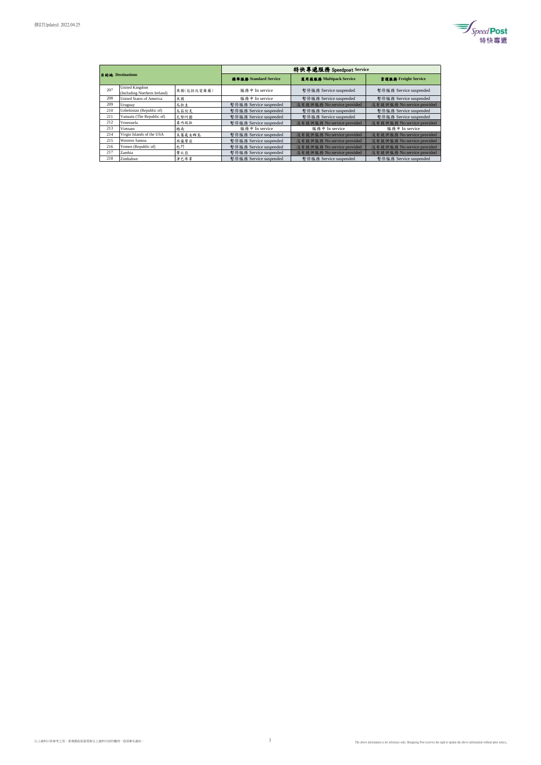修訂Updated: 2022.04.25

| 目的地 Destinations | | | 特快專遞服務 Speedpost Service | | |
|---|---|---|---|---|---|
| | | | 標準服務 Standard Service | 萬用箱服務 Multipack Service | 貨運服務 Freight Service |
| 207 | United Kingdom (Including Northern Ireland) | 英國(包括北愛爾蘭) | 服務中 In service | 暫停服務 Service suspended | 暫停服務 Service suspended |
| 208 | United States of America | 美國 | 服務中 In service | 暫停服務 Service suspended | 暫停服務 Service suspended |
| 209 | Uruguay | 烏拉圭 | 暫停服務 Service suspended | 沒有提供服務 No service provided | 沒有提供服務 No service provided |
| 210 | Uzbekistan (Republic of) | 烏茲別克 | 暫停服務 Service suspended | 暫停服務 Service suspended | 暫停服務 Service suspended |
| 211 | Vanuatu (The Republic of) | 瓦努阿圖 | 暫停服務 Service suspended | 暫停服務 Service suspended | 暫停服務 Service suspended |
| 212 | Venezuela | 委內瑞拉 | 暫停服務 Service suspended | 沒有提供服務 No service provided | 沒有提供服務 No service provided |
| 213 | Vietnam | 越南 | 服務中 In service | 服務中 In service | 服務中 In service |
| 214 | Virgin Islands of the USA | 美屬處女群島 | 暫停服務 Service suspended | 沒有提供服務 No service provided | 沒有提供服務 No service provided |
| 215 | Western Samoa | 西薩摩亞 | 暫停服務 Service suspended | 沒有提供服務 No service provided | 沒有提供服務 No service provided |
| 216 | Yemen (Republic of) | 也門 | 暫停服務 Service suspended | 沒有提供服務 No service provided | 沒有提供服務 No service provided |
| 217 | Zambia | 贊比亞 | 暫停服務 Service suspended | 沒有提供服務 No service provided | 沒有提供服務 No service provided |
| 218 | Zimbabwe | 津巴布韋 | 暫停服務 Service suspended | 暫停服務 Service suspended | 暫停服務 Service suspended |

以上資料只供參考之用。香港郵政保留更新以上資料內容的權利，毋須事先通知。

The above information is for reference only. Hongkong Post reserves the right to update the above information without prior notice.